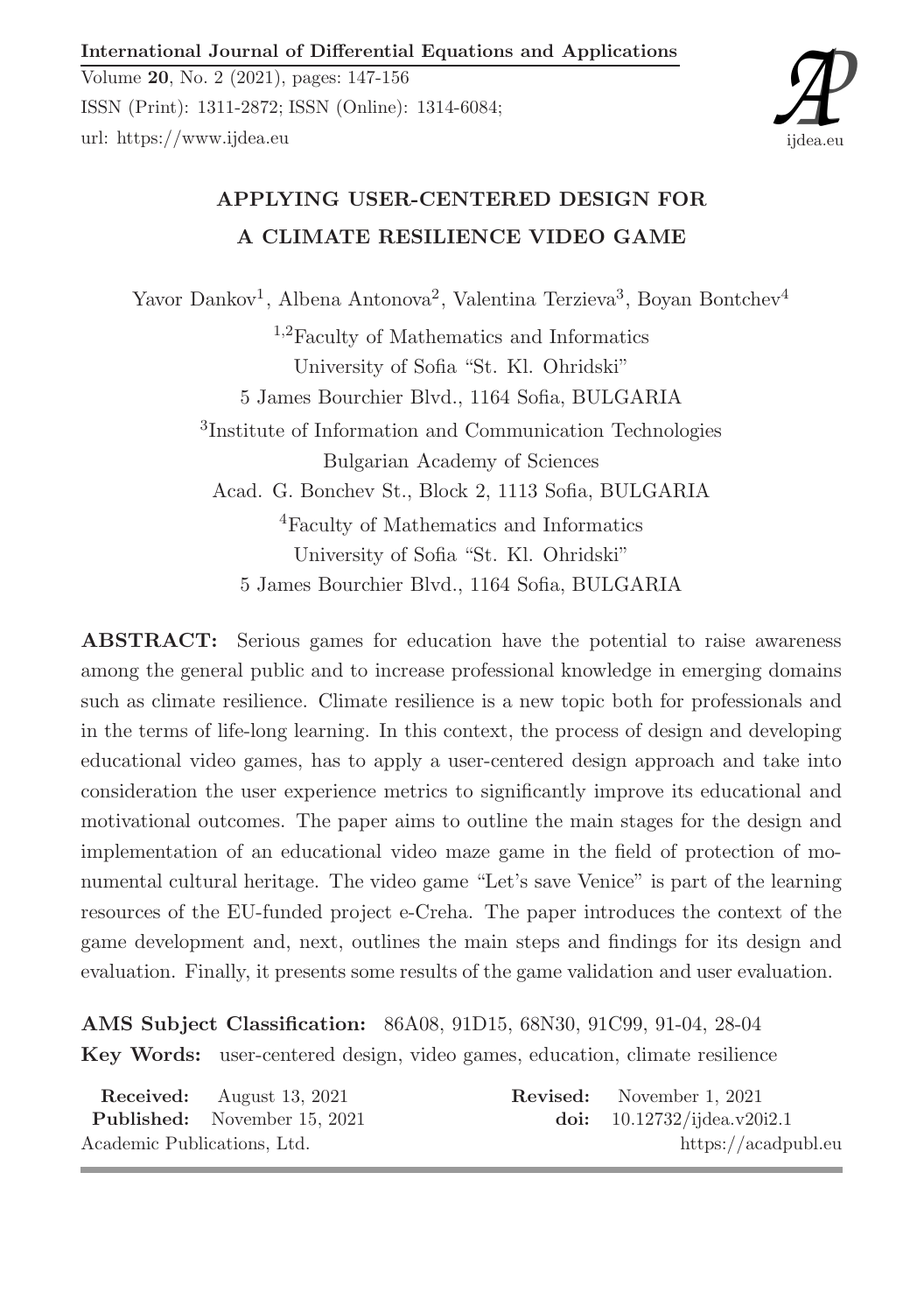# APPLYING USER-CENTERED DESIGN FOR A CLIMATE RESILIENCE VIDEO GAME

Yavor Dankov[1], Albena Antonova[2], Valentina Terzieva[3], Boyan Bontchev[4]

[1,2]Faculty of Mathematics and Informatics
University of Sofia "St. Kl. Ohridski"
5 James Bourchier Blvd., 1164 Sofia, BULGARIA

[3]Institute of Information and Communication Technologies
Bulgarian Academy of Sciences
Acad. G. Bonchev St., Block 2, 1113 Sofia, BULGARIA

[4]Faculty of Mathematics and Informatics
University of Sofia "St. Kl. Ohridski"
5 James Bourchier Blvd., 1164 Sofia, BULGARIA

**ABSTRACT:** Serious games for education have the potential to raise awareness among the general public and to increase professional knowledge in emerging domains such as climate resilience. Climate resilience is a new topic both for professionals and in the terms of life-long learning. In this context, the process of design and developing educational video games, has to apply a user-centered design approach and take into consideration the user experience metrics to significantly improve its educational and motivational outcomes. The paper aims to outline the main stages for the design and implementation of an educational video maze game in the field of protection of monumental cultural heritage. The video game "Let's save Venice" is part of the learning resources of the EU-funded project e-Creha. The paper introduces the context of the game development and, next, outlines the main steps and findings for its design and evaluation. Finally, it presents some results of the game validation and user evaluation.

**AMS Subject Classification:** 86A08, 91D15, 68N30, 91C99, 91-04, 28-04

**Key Words:** user-centered design, video games, education, climate resilience

**Received:** August 13, 2021
**Revised:** November 1, 2021
**Published:** November 15, 2021
**doi:** 10.12732/ijdea.v20i2.1

Academic Publications, Ltd. https://acadpubl.eu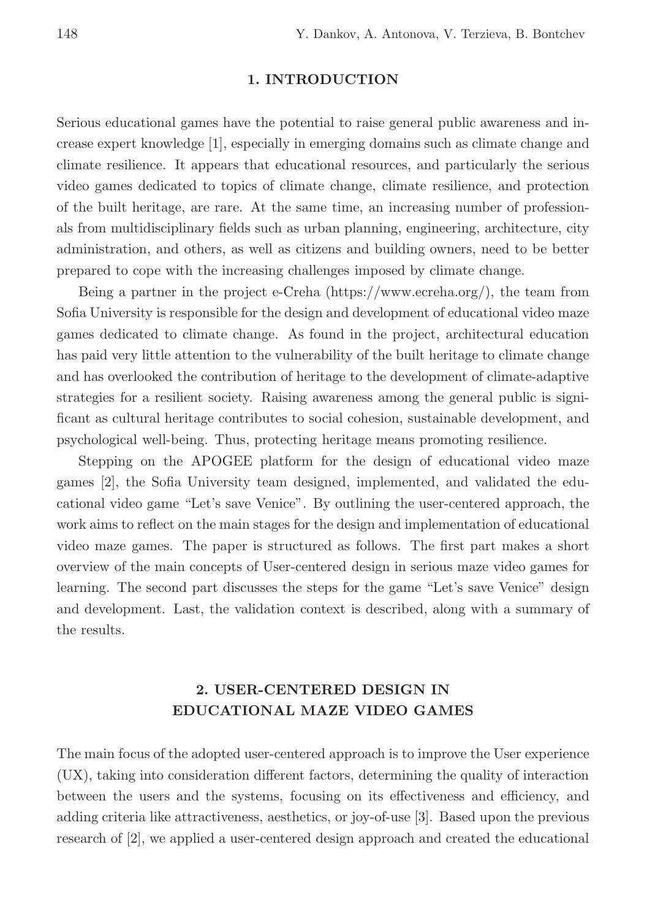## 1. INTRODUCTION

Serious educational games have the potential to raise general public awareness and increase expert knowledge [1], especially in emerging domains such as climate change and climate resilience. It appears that educational resources, and particularly the serious video games dedicated to topics of climate change, climate resilience, and protection of the built heritage, are rare. At the same time, an increasing number of professionals from multidisciplinary fields such as urban planning, engineering, architecture, city administration, and others, as well as citizens and building owners, need to be better prepared to cope with the increasing challenges imposed by climate change.

Being a partner in the project e-Creha (https://www.ecreha.org/), the team from Sofia University is responsible for the design and development of educational video maze games dedicated to climate change. As found in the project, architectural education has paid very little attention to the vulnerability of the built heritage to climate change and has overlooked the contribution of heritage to the development of climate-adaptive strategies for a resilient society. Raising awareness among the general public is significant as cultural heritage contributes to social cohesion, sustainable development, and psychological well-being. Thus, protecting heritage means promoting resilience.

Stepping on the APOGEE platform for the design of educational video maze games [2], the Sofia University team designed, implemented, and validated the educational video game "Let's save Venice". By outlining the user-centered approach, the work aims to reflect on the main stages for the design and implementation of educational video maze games. The paper is structured as follows. The first part makes a short overview of the main concepts of User-centered design in serious maze video games for learning. The second part discusses the steps for the game "Let's save Venice" design and development. Last, the validation context is described, along with a summary of the results.

## 2. USER-CENTERED DESIGN IN EDUCATIONAL MAZE VIDEO GAMES

The main focus of the adopted user-centered approach is to improve the User experience (UX), taking into consideration different factors, determining the quality of interaction between the users and the systems, focusing on its effectiveness and efficiency, and adding criteria like attractiveness, aesthetics, or joy-of-use [3]. Based upon the previous research of [2], we applied a user-centered design approach and created the educational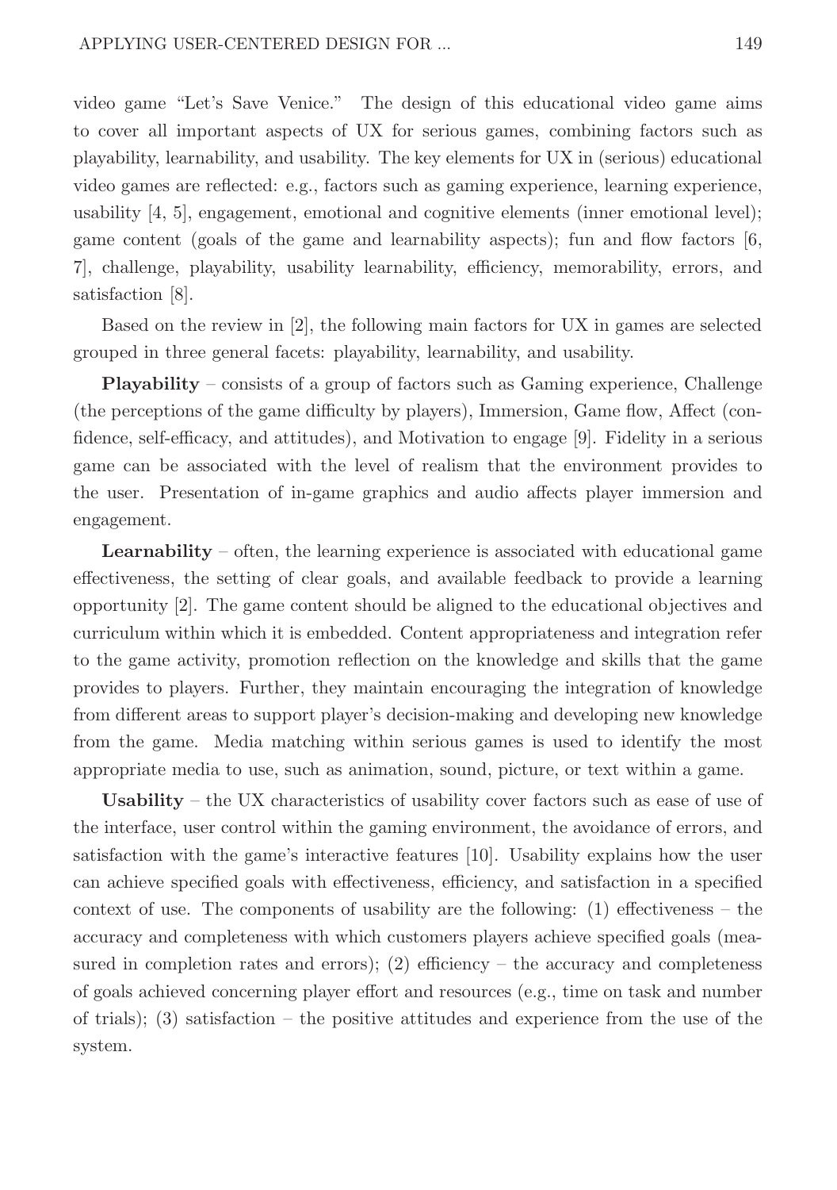video game "Let's Save Venice." The design of this educational video game aims to cover all important aspects of UX for serious games, combining factors such as playability, learnability, and usability. The key elements for UX in (serious) educational video games are reflected: e.g., factors such as gaming experience, learning experience, usability [4, 5], engagement, emotional and cognitive elements (inner emotional level); game content (goals of the game and learnability aspects); fun and flow factors [6, 7], challenge, playability, usability learnability, efficiency, memorability, errors, and satisfaction [8].

Based on the review in [2], the following main factors for UX in games are selected grouped in three general facets: playability, learnability, and usability.

**Playability** – consists of a group of factors such as Gaming experience, Challenge (the perceptions of the game difficulty by players), Immersion, Game flow, Affect (confidence, self-efficacy, and attitudes), and Motivation to engage [9]. Fidelity in a serious game can be associated with the level of realism that the environment provides to the user. Presentation of in-game graphics and audio affects player immersion and engagement.

**Learnability** – often, the learning experience is associated with educational game effectiveness, the setting of clear goals, and available feedback to provide a learning opportunity [2]. The game content should be aligned to the educational objectives and curriculum within which it is embedded. Content appropriateness and integration refer to the game activity, promotion reflection on the knowledge and skills that the game provides to players. Further, they maintain encouraging the integration of knowledge from different areas to support player's decision-making and developing new knowledge from the game. Media matching within serious games is used to identify the most appropriate media to use, such as animation, sound, picture, or text within a game.

**Usability** – the UX characteristics of usability cover factors such as ease of use of the interface, user control within the gaming environment, the avoidance of errors, and satisfaction with the game's interactive features [10]. Usability explains how the user can achieve specified goals with effectiveness, efficiency, and satisfaction in a specified context of use. The components of usability are the following: (1) effectiveness – the accuracy and completeness with which customers players achieve specified goals (measured in completion rates and errors); (2) efficiency – the accuracy and completeness of goals achieved concerning player effort and resources (e.g., time on task and number of trials); (3) satisfaction – the positive attitudes and experience from the use of the system.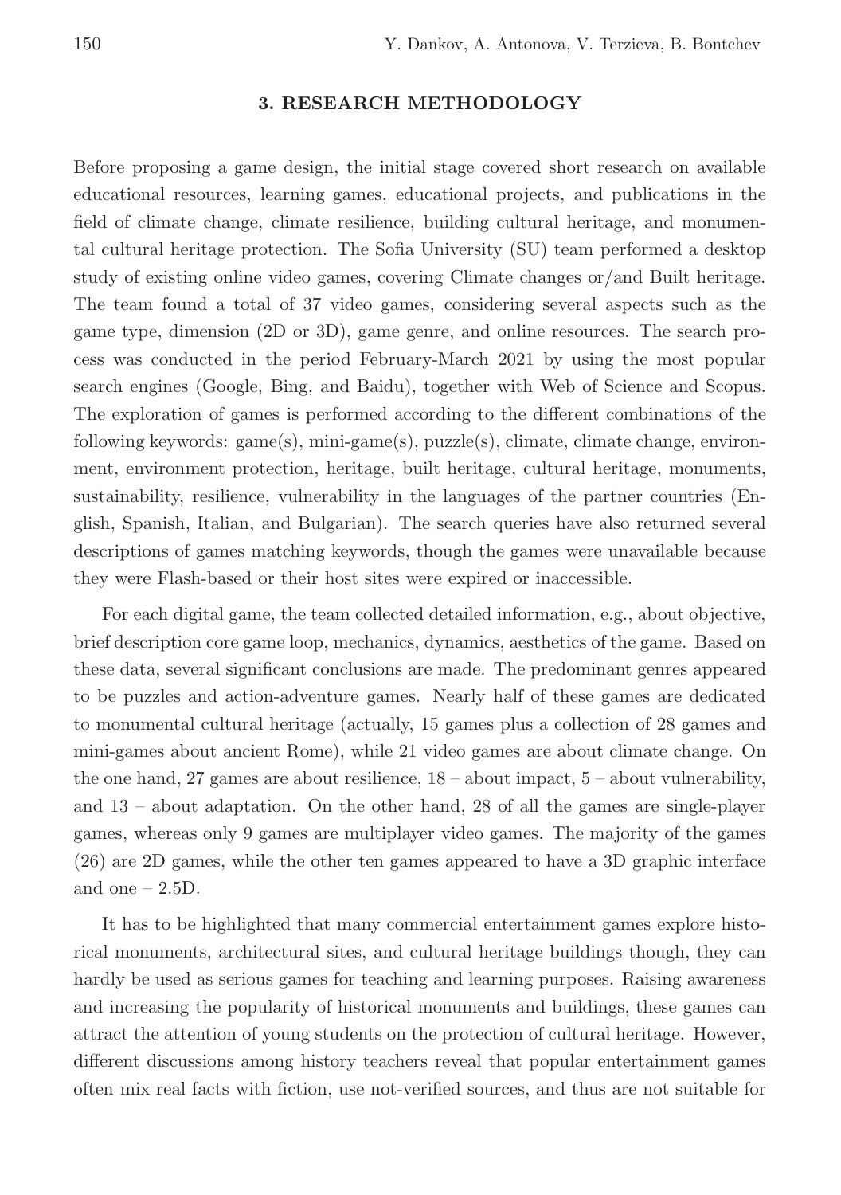## 3. RESEARCH METHODOLOGY

Before proposing a game design, the initial stage covered short research on available educational resources, learning games, educational projects, and publications in the field of climate change, climate resilience, building cultural heritage, and monumental cultural heritage protection. The Sofia University (SU) team performed a desktop study of existing online video games, covering Climate changes or/and Built heritage. The team found a total of 37 video games, considering several aspects such as the game type, dimension (2D or 3D), game genre, and online resources. The search process was conducted in the period February-March 2021 by using the most popular search engines (Google, Bing, and Baidu), together with Web of Science and Scopus. The exploration of games is performed according to the different combinations of the following keywords: game(s), mini-game(s), puzzle(s), climate, climate change, environment, environment protection, heritage, built heritage, cultural heritage, monuments, sustainability, resilience, vulnerability in the languages of the partner countries (English, Spanish, Italian, and Bulgarian). The search queries have also returned several descriptions of games matching keywords, though the games were unavailable because they were Flash-based or their host sites were expired or inaccessible.

For each digital game, the team collected detailed information, e.g., about objective, brief description core game loop, mechanics, dynamics, aesthetics of the game. Based on these data, several significant conclusions are made. The predominant genres appeared to be puzzles and action-adventure games. Nearly half of these games are dedicated to monumental cultural heritage (actually, 15 games plus a collection of 28 games and mini-games about ancient Rome), while 21 video games are about climate change. On the one hand, 27 games are about resilience, 18 – about impact, 5 – about vulnerability, and 13 – about adaptation. On the other hand, 28 of all the games are single-player games, whereas only 9 games are multiplayer video games. The majority of the games (26) are 2D games, while the other ten games appeared to have a 3D graphic interface and one – 2.5D.

It has to be highlighted that many commercial entertainment games explore historical monuments, architectural sites, and cultural heritage buildings though, they can hardly be used as serious games for teaching and learning purposes. Raising awareness and increasing the popularity of historical monuments and buildings, these games can attract the attention of young students on the protection of cultural heritage. However, different discussions among history teachers reveal that popular entertainment games often mix real facts with fiction, use not-verified sources, and thus are not suitable for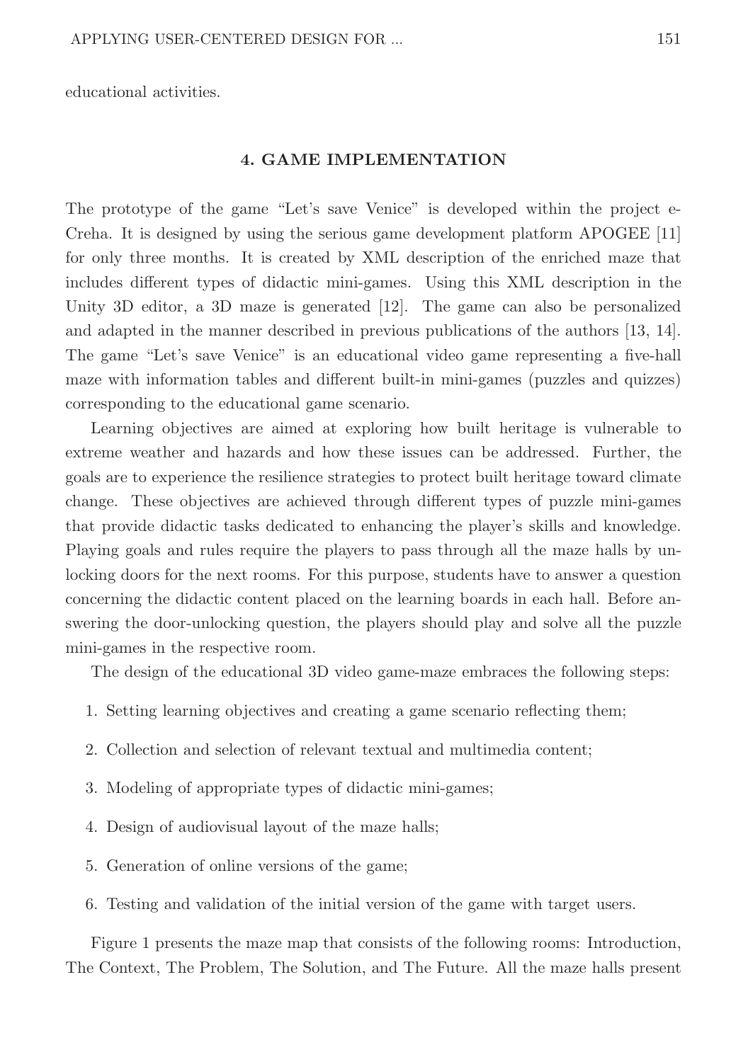educational activities.

## 4. GAME IMPLEMENTATION

The prototype of the game "Let's save Venice" is developed within the project e-Creha. It is designed by using the serious game development platform APOGEE [11] for only three months. It is created by XML description of the enriched maze that includes different types of didactic mini-games. Using this XML description in the Unity 3D editor, a 3D maze is generated [12]. The game can also be personalized and adapted in the manner described in previous publications of the authors [13, 14]. The game "Let's save Venice" is an educational video game representing a five-hall maze with information tables and different built-in mini-games (puzzles and quizzes) corresponding to the educational game scenario.

Learning objectives are aimed at exploring how built heritage is vulnerable to extreme weather and hazards and how these issues can be addressed. Further, the goals are to experience the resilience strategies to protect built heritage toward climate change. These objectives are achieved through different types of puzzle mini-games that provide didactic tasks dedicated to enhancing the player's skills and knowledge. Playing goals and rules require the players to pass through all the maze halls by unlocking doors for the next rooms. For this purpose, students have to answer a question concerning the didactic content placed on the learning boards in each hall. Before answering the door-unlocking question, the players should play and solve all the puzzle mini-games in the respective room.

The design of the educational 3D video game-maze embraces the following steps:

1. Setting learning objectives and creating a game scenario reflecting them;
2. Collection and selection of relevant textual and multimedia content;
3. Modeling of appropriate types of didactic mini-games;
4. Design of audiovisual layout of the maze halls;
5. Generation of online versions of the game;
6. Testing and validation of the initial version of the game with target users.

Figure 1 presents the maze map that consists of the following rooms: Introduction, The Context, The Problem, The Solution, and The Future. All the maze halls present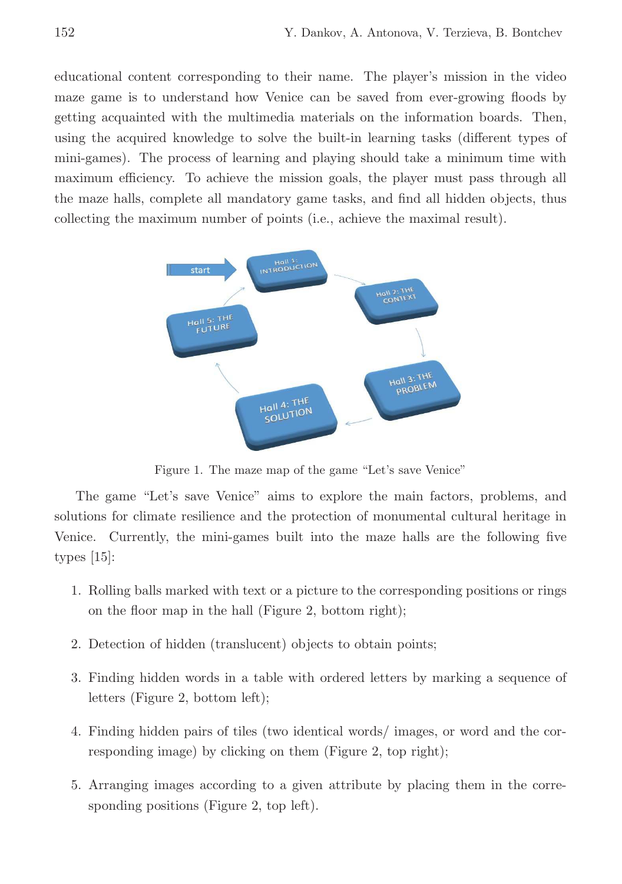educational content corresponding to their name. The player's mission in the video maze game is to understand how Venice can be saved from ever-growing floods by getting acquainted with the multimedia materials on the information boards. Then, using the acquired knowledge to solve the built-in learning tasks (different types of mini-games). The process of learning and playing should take a minimum time with maximum efficiency. To achieve the mission goals, the player must pass through all the maze halls, complete all mandatory game tasks, and find all hidden objects, thus collecting the maximum number of points (i.e., achieve the maximal result).

Figure 1. The maze map of the game "Let's save Venice"

The game "Let's save Venice" aims to explore the main factors, problems, and solutions for climate resilience and the protection of monumental cultural heritage in Venice. Currently, the mini-games built into the maze halls are the following five types [15]:

1. Rolling balls marked with text or a picture to the corresponding positions or rings on the floor map in the hall (Figure 2, bottom right);
2. Detection of hidden (translucent) objects to obtain points;
3. Finding hidden words in a table with ordered letters by marking a sequence of letters (Figure 2, bottom left);
4. Finding hidden pairs of tiles (two identical words/ images, or word and the corresponding image) by clicking on them (Figure 2, top right);
5. Arranging images according to a given attribute by placing them in the corresponding positions (Figure 2, top left).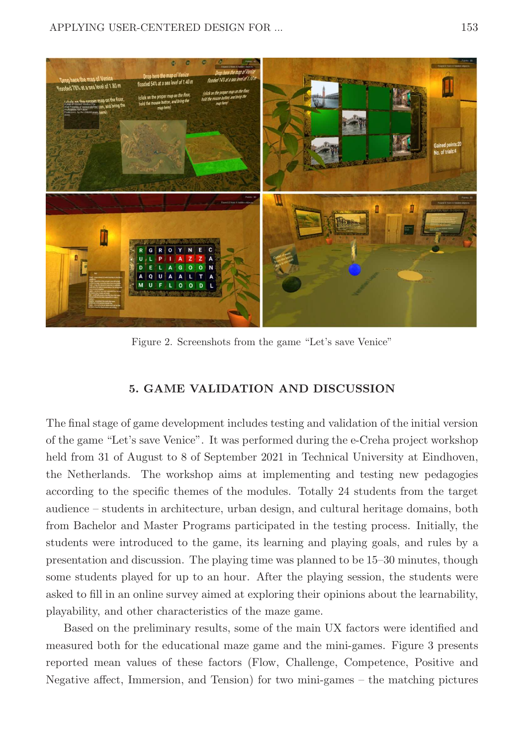Figure 2. Screenshots from the game "Let's save Venice"

## 5. GAME VALIDATION AND DISCUSSION

The final stage of game development includes testing and validation of the initial version of the game "Let's save Venice". It was performed during the e-Creha project workshop held from 31 of August to 8 of September 2021 in Technical University at Eindhoven, the Netherlands. The workshop aims at implementing and testing new pedagogies according to the specific themes of the modules. Totally 24 students from the target audience – students in architecture, urban design, and cultural heritage domains, both from Bachelor and Master Programs participated in the testing process. Initially, the students were introduced to the game, its learning and playing goals, and rules by a presentation and discussion. The playing time was planned to be 15–30 minutes, though some students played for up to an hour. After the playing session, the students were asked to fill in an online survey aimed at exploring their opinions about the learnability, playability, and other characteristics of the maze game.

Based on the preliminary results, some of the main UX factors were identified and measured both for the educational maze game and the mini-games. Figure 3 presents reported mean values of these factors (Flow, Challenge, Competence, Positive and Negative affect, Immersion, and Tension) for two mini-games – the matching pictures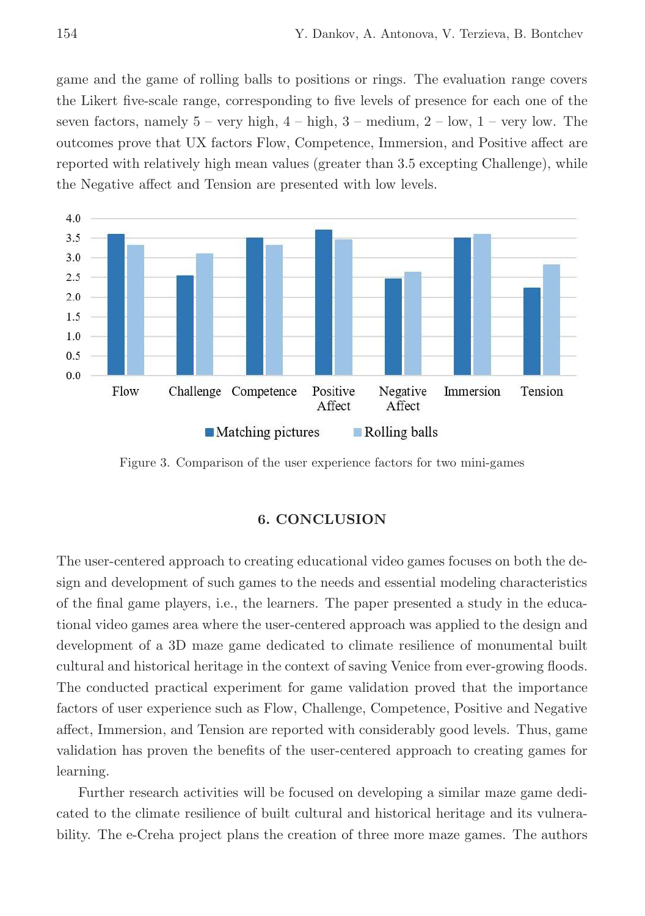game and the game of rolling balls to positions or rings. The evaluation range covers the Likert five-scale range, corresponding to five levels of presence for each one of the seven factors, namely 5 – very high, 4 – high, 3 – medium, 2 – low, 1 – very low. The outcomes prove that UX factors Flow, Competence, Immersion, and Positive affect are reported with relatively high mean values (greater than 3.5 excepting Challenge), while the Negative affect and Tension are presented with low levels.

Figure 3. Comparison of the user experience factors for two mini-games

## 6. CONCLUSION

The user-centered approach to creating educational video games focuses on both the design and development of such games to the needs and essential modeling characteristics of the final game players, i.e., the learners. The paper presented a study in the educational video games area where the user-centered approach was applied to the design and development of a 3D maze game dedicated to climate resilience of monumental built cultural and historical heritage in the context of saving Venice from ever-growing floods. The conducted practical experiment for game validation proved that the importance factors of user experience such as Flow, Challenge, Competence, Positive and Negative affect, Immersion, and Tension are reported with considerably good levels. Thus, game validation has proven the benefits of the user-centered approach to creating games for learning.

Further research activities will be focused on developing a similar maze game dedicated to the climate resilience of built cultural and historical heritage and its vulnerability. The e-Creha project plans the creation of three more maze games. The authors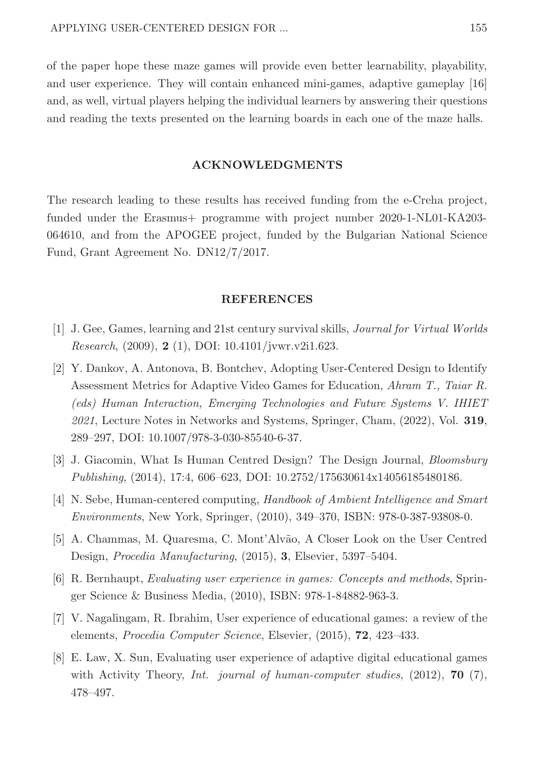of the paper hope these maze games will provide even better learnability, playability, and user experience. They will contain enhanced mini-games, adaptive gameplay [16] and, as well, virtual players helping the individual learners by answering their questions and reading the texts presented on the learning boards in each one of the maze halls.

## ACKNOWLEDGMENTS

The research leading to these results has received funding from the e-Creha project, funded under the Erasmus+ programme with project number 2020-1-NL01-KA203-064610, and from the APOGEE project, funded by the Bulgarian National Science Fund, Grant Agreement No. DN12/7/2017.

## REFERENCES

[1] J. Gee, Games, learning and 21st century survival skills, *Journal for Virtual Worlds Research*, (2009), **2** (1), DOI: 10.4101/jvwr.v2i1.623.

[2] Y. Dankov, A. Antonova, B. Bontchev, Adopting User-Centered Design to Identify Assessment Metrics for Adaptive Video Games for Education, *Ahram T., Taiar R. (eds) Human Interaction, Emerging Technologies and Future Systems V. IHIET 2021*, Lecture Notes in Networks and Systems, Springer, Cham, (2022), Vol. **319**, 289–297, DOI: 10.1007/978-3-030-85540-6-37.

[3] J. Giacomin, What Is Human Centred Design? The Design Journal, *Bloomsbury Publishing*, (2014), 17:4, 606–623, DOI: 10.2752/175630614x14056185480186.

[4] N. Sebe, Human-centered computing, *Handbook of Ambient Intelligence and Smart Environments*, New York, Springer, (2010), 349–370, ISBN: 978-0-387-93808-0.

[5] A. Chammas, M. Quaresma, C. Mont'Alvão, A Closer Look on the User Centred Design, *Procedia Manufacturing*, (2015), **3**, Elsevier, 5397–5404.

[6] R. Bernhaupt, *Evaluating user experience in games: Concepts and methods*, Springer Science & Business Media, (2010), ISBN: 978-1-84882-963-3.

[7] V. Nagalingam, R. Ibrahim, User experience of educational games: a review of the elements, *Procedia Computer Science*, Elsevier, (2015), **72**, 423–433.

[8] E. Law, X. Sun, Evaluating user experience of adaptive digital educational games with Activity Theory, *Int. journal of human-computer studies*, (2012), **70** (7), 478–497.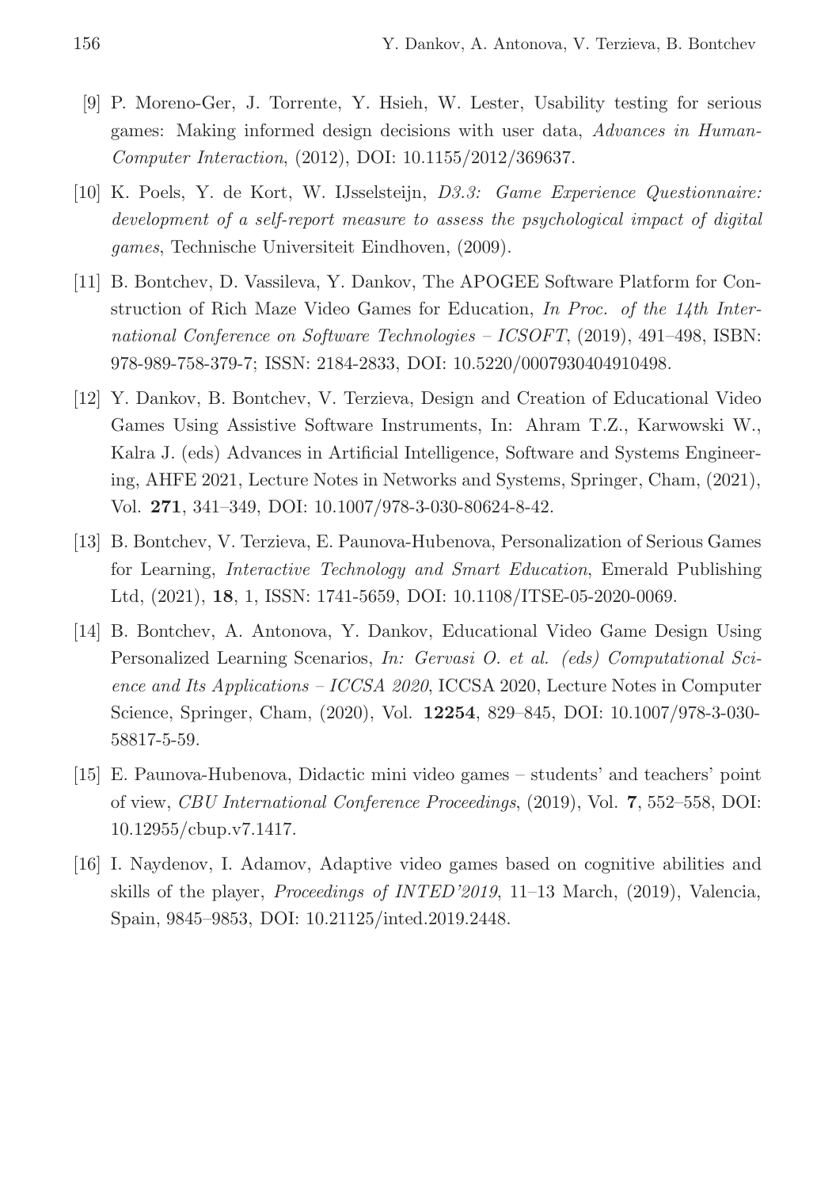[9] P. Moreno-Ger, J. Torrente, Y. Hsieh, W. Lester, Usability testing for serious games: Making informed design decisions with user data, *Advances in Human-Computer Interaction*, (2012), DOI: 10.1155/2012/369637.

[10] K. Poels, Y. de Kort, W. IJsselsteijn, *D3.3: Game Experience Questionnaire: development of a self-report measure to assess the psychological impact of digital games*, Technische Universiteit Eindhoven, (2009).

[11] B. Bontchev, D. Vassileva, Y. Dankov, The APOGEE Software Platform for Construction of Rich Maze Video Games for Education, *In Proc. of the 14th International Conference on Software Technologies – ICSOFT*, (2019), 491–498, ISBN: 978-989-758-379-7; ISSN: 2184-2833, DOI: 10.5220/0007930404910498.

[12] Y. Dankov, B. Bontchev, V. Terzieva, Design and Creation of Educational Video Games Using Assistive Software Instruments, In: Ahram T.Z., Karwowski W., Kalra J. (eds) Advances in Artificial Intelligence, Software and Systems Engineering, AHFE 2021, Lecture Notes in Networks and Systems, Springer, Cham, (2021), Vol. **271**, 341–349, DOI: 10.1007/978-3-030-80624-8-42.

[13] B. Bontchev, V. Terzieva, E. Paunova-Hubenova, Personalization of Serious Games for Learning, *Interactive Technology and Smart Education*, Emerald Publishing Ltd, (2021), **18**, 1, ISSN: 1741-5659, DOI: 10.1108/ITSE-05-2020-0069.

[14] B. Bontchev, A. Antonova, Y. Dankov, Educational Video Game Design Using Personalized Learning Scenarios, *In: Gervasi O. et al. (eds) Computational Science and Its Applications – ICCSA 2020*, ICCSA 2020, Lecture Notes in Computer Science, Springer, Cham, (2020), Vol. **12254**, 829–845, DOI: 10.1007/978-3-030-58817-5-59.

[15] E. Paunova-Hubenova, Didactic mini video games – students' and teachers' point of view, *CBU International Conference Proceedings*, (2019), Vol. **7**, 552–558, DOI: 10.12955/cbup.v7.1417.

[16] I. Naydenov, I. Adamov, Adaptive video games based on cognitive abilities and skills of the player, *Proceedings of INTED'2019*, 11–13 March, (2019), Valencia, Spain, 9845–9853, DOI: 10.21125/inted.2019.2448.